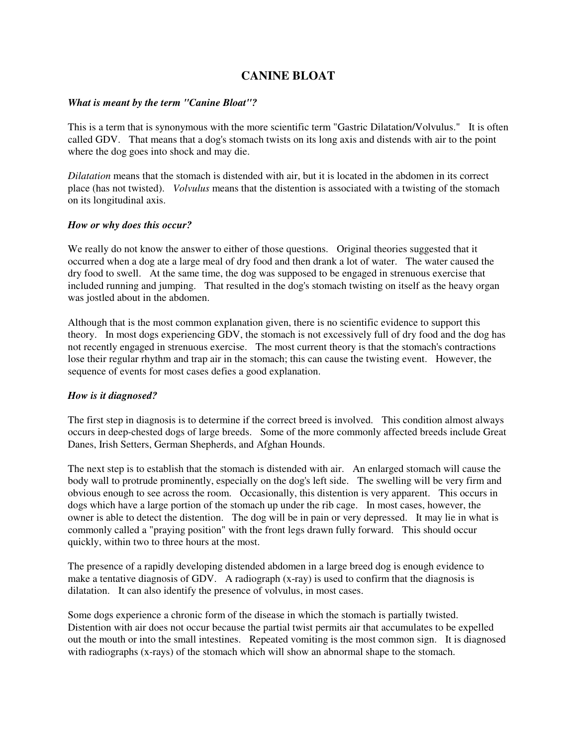# CANINE BLOAT

***What is meant by the term "Canine Bloat"?***

This is a term that is synonymous with the more scientific term "Gastric Dilatation/Volvulus." It is often called GDV. That means that a dog's stomach twists on its long axis and distends with air to the point where the dog goes into shock and may die.

*Dilatation* means that the stomach is distended with air, but it is located in the abdomen in its correct place (has not twisted). *Volvulus* means that the distention is associated with a twisting of the stomach on its longitudinal axis.

***How or why does this occur?***

We really do not know the answer to either of those questions. Original theories suggested that it occurred when a dog ate a large meal of dry food and then drank a lot of water. The water caused the dry food to swell. At the same time, the dog was supposed to be engaged in strenuous exercise that included running and jumping. That resulted in the dog's stomach twisting on itself as the heavy organ was jostled about in the abdomen.

Although that is the most common explanation given, there is no scientific evidence to support this theory. In most dogs experiencing GDV, the stomach is not excessively full of dry food and the dog has not recently engaged in strenuous exercise. The most current theory is that the stomach's contractions lose their regular rhythm and trap air in the stomach; this can cause the twisting event. However, the sequence of events for most cases defies a good explanation.

***How is it diagnosed?***

The first step in diagnosis is to determine if the correct breed is involved. This condition almost always occurs in deep-chested dogs of large breeds. Some of the more commonly affected breeds include Great Danes, Irish Setters, German Shepherds, and Afghan Hounds.

The next step is to establish that the stomach is distended with air. An enlarged stomach will cause the body wall to protrude prominently, especially on the dog's left side. The swelling will be very firm and obvious enough to see across the room. Occasionally, this distention is very apparent. This occurs in dogs which have a large portion of the stomach up under the rib cage. In most cases, however, the owner is able to detect the distention. The dog will be in pain or very depressed. It may lie in what is commonly called a "praying position" with the front legs drawn fully forward. This should occur quickly, within two to three hours at the most.

The presence of a rapidly developing distended abdomen in a large breed dog is enough evidence to make a tentative diagnosis of GDV. A radiograph (x-ray) is used to confirm that the diagnosis is dilatation. It can also identify the presence of volvulus, in most cases.

Some dogs experience a chronic form of the disease in which the stomach is partially twisted. Distention with air does not occur because the partial twist permits air that accumulates to be expelled out the mouth or into the small intestines. Repeated vomiting is the most common sign. It is diagnosed with radiographs (x-rays) of the stomach which will show an abnormal shape to the stomach.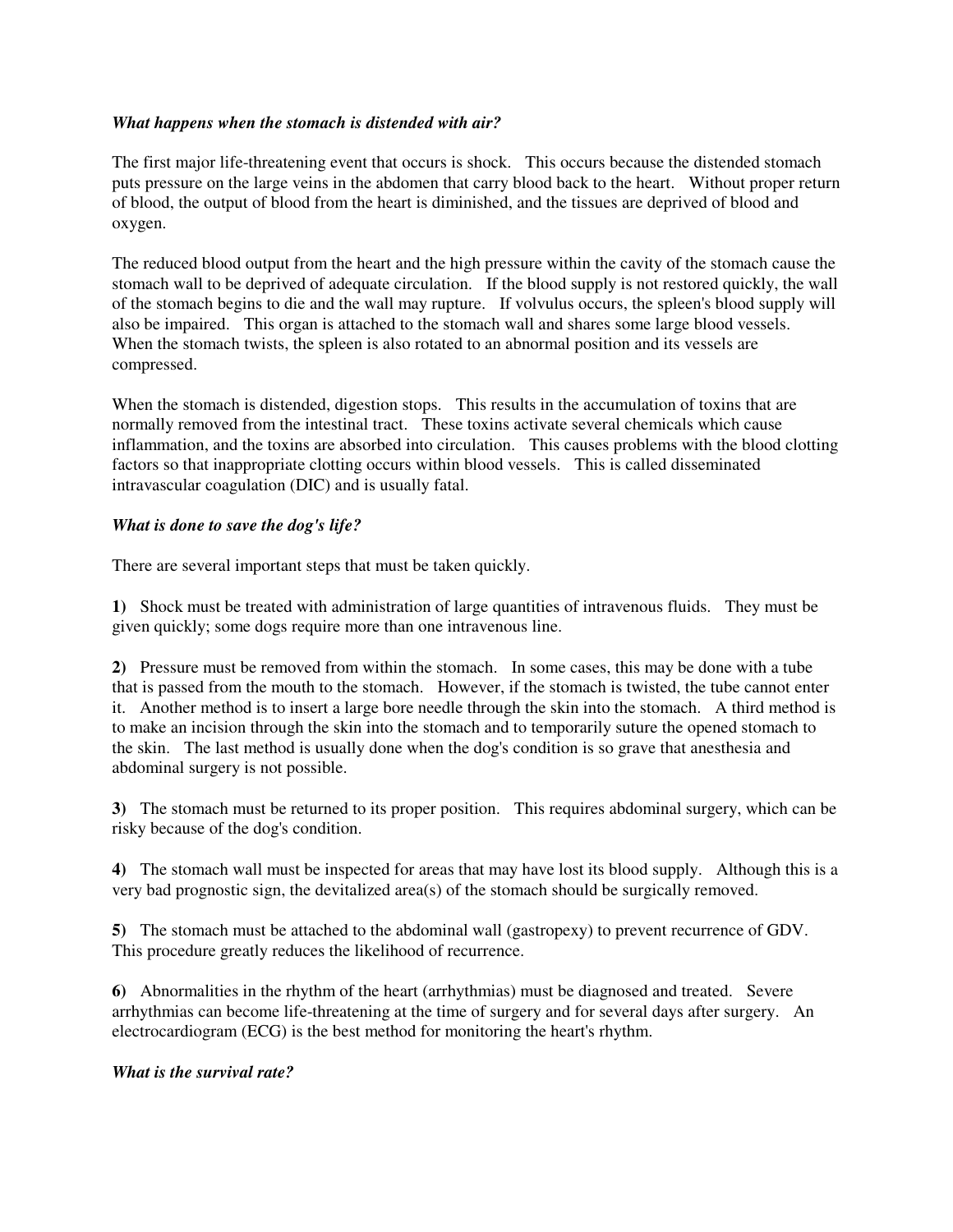### *What happens when the stomach is distended with air?*

The first major life-threatening event that occurs is shock. This occurs because the distended stomach puts pressure on the large veins in the abdomen that carry blood back to the heart. Without proper return of blood, the output of blood from the heart is diminished, and the tissues are deprived of blood and oxygen.

The reduced blood output from the heart and the high pressure within the cavity of the stomach cause the stomach wall to be deprived of adequate circulation. If the blood supply is not restored quickly, the wall of the stomach begins to die and the wall may rupture. If volvulus occurs, the spleen's blood supply will also be impaired. This organ is attached to the stomach wall and shares some large blood vessels. When the stomach twists, the spleen is also rotated to an abnormal position and its vessels are compressed.

When the stomach is distended, digestion stops. This results in the accumulation of toxins that are normally removed from the intestinal tract. These toxins activate several chemicals which cause inflammation, and the toxins are absorbed into circulation. This causes problems with the blood clotting factors so that inappropriate clotting occurs within blood vessels. This is called disseminated intravascular coagulation (DIC) and is usually fatal.

### *What is done to save the dog's life?*

There are several important steps that must be taken quickly.

**1)** Shock must be treated with administration of large quantities of intravenous fluids. They must be given quickly; some dogs require more than one intravenous line.

**2)** Pressure must be removed from within the stomach. In some cases, this may be done with a tube that is passed from the mouth to the stomach. However, if the stomach is twisted, the tube cannot enter it. Another method is to insert a large bore needle through the skin into the stomach. A third method is to make an incision through the skin into the stomach and to temporarily suture the opened stomach to the skin. The last method is usually done when the dog's condition is so grave that anesthesia and abdominal surgery is not possible.

**3)** The stomach must be returned to its proper position. This requires abdominal surgery, which can be risky because of the dog's condition.

**4)** The stomach wall must be inspected for areas that may have lost its blood supply. Although this is a very bad prognostic sign, the devitalized area(s) of the stomach should be surgically removed.

**5)** The stomach must be attached to the abdominal wall (gastropexy) to prevent recurrence of GDV. This procedure greatly reduces the likelihood of recurrence.

**6)** Abnormalities in the rhythm of the heart (arrhythmias) must be diagnosed and treated. Severe arrhythmias can become life-threatening at the time of surgery and for several days after surgery. An electrocardiogram (ECG) is the best method for monitoring the heart's rhythm.

### *What is the survival rate?*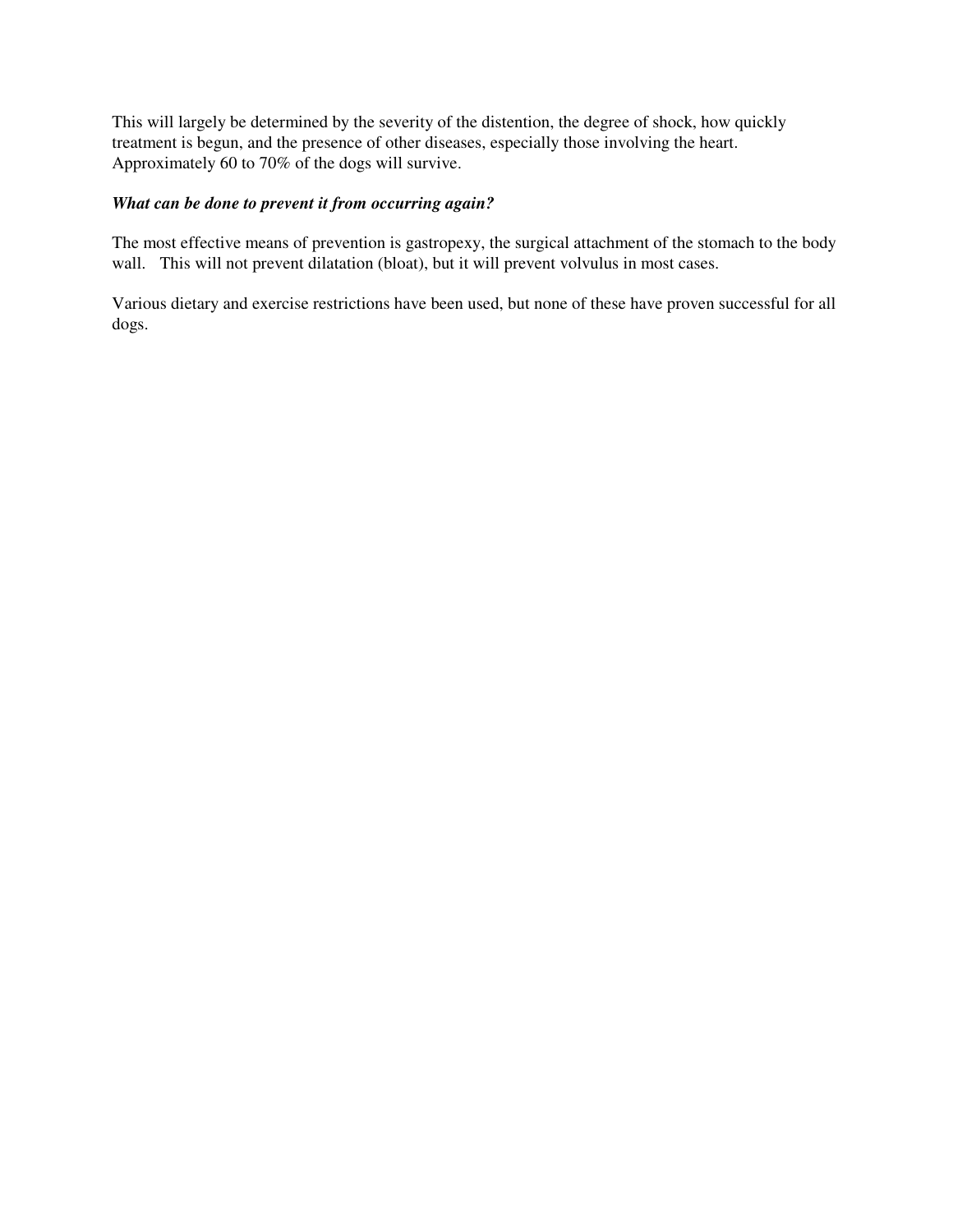This will largely be determined by the severity of the distention, the degree of shock, how quickly treatment is begun, and the presence of other diseases, especially those involving the heart. Approximately 60 to 70% of the dogs will survive.

***What can be done to prevent it from occurring again?***

The most effective means of prevention is gastropexy, the surgical attachment of the stomach to the body wall. This will not prevent dilatation (bloat), but it will prevent volvulus in most cases.

Various dietary and exercise restrictions have been used, but none of these have proven successful for all dogs.